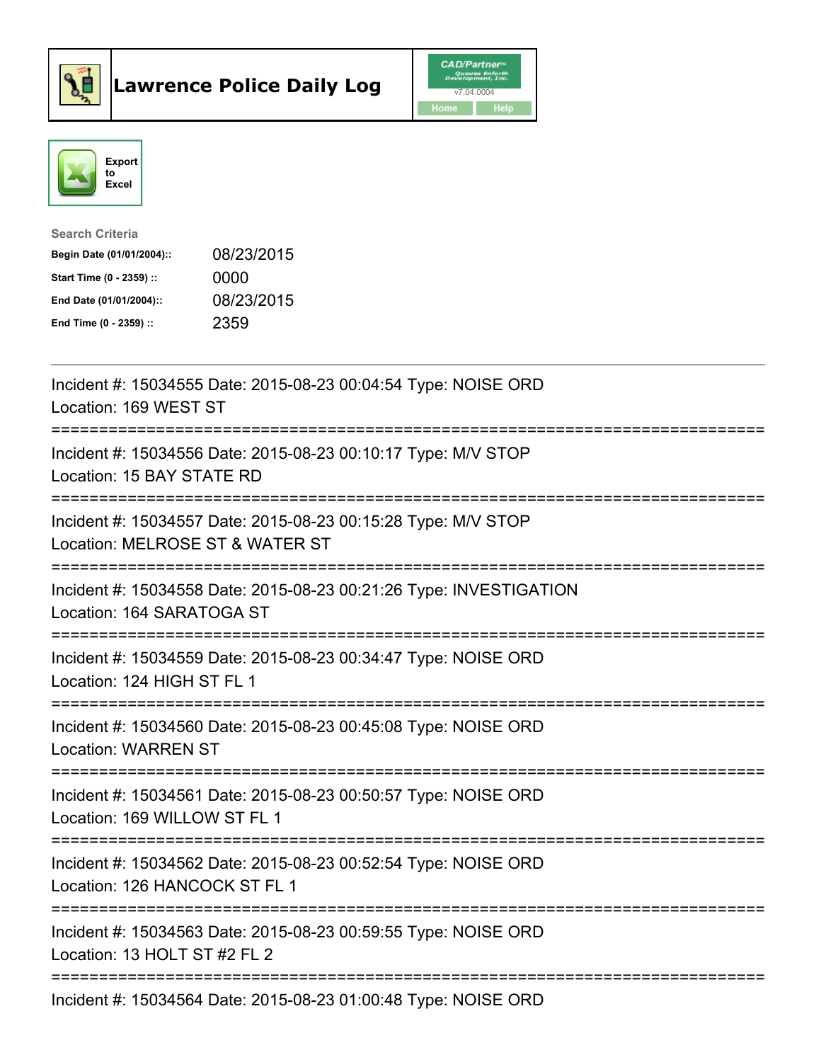# Lawrence Police Daily Log

Export to Excel

**Search Criteria**

| | |
|---|---|
| **Begin Date (01/01/2004)::** | 08/23/2015 |
| **Start Time (0 - 2359) ::** | 0000 |
| **End Date (01/01/2004)::** | 08/23/2015 |
| **End Time (0 - 2359) ::** | 2359 |

---

Incident #: 15034555 Date: 2015-08-23 00:04:54 Type: NOISE ORD
Location: 169 WEST ST

===========================================================================

Incident #: 15034556 Date: 2015-08-23 00:10:17 Type: M/V STOP
Location: 15 BAY STATE RD

===========================================================================

Incident #: 15034557 Date: 2015-08-23 00:15:28 Type: M/V STOP
Location: MELROSE ST & WATER ST

===========================================================================

Incident #: 15034558 Date: 2015-08-23 00:21:26 Type: INVESTIGATION
Location: 164 SARATOGA ST

===========================================================================

Incident #: 15034559 Date: 2015-08-23 00:34:47 Type: NOISE ORD
Location: 124 HIGH ST FL 1

===========================================================================

Incident #: 15034560 Date: 2015-08-23 00:45:08 Type: NOISE ORD
Location: WARREN ST

===========================================================================

Incident #: 15034561 Date: 2015-08-23 00:50:57 Type: NOISE ORD
Location: 169 WILLOW ST FL 1

===========================================================================

Incident #: 15034562 Date: 2015-08-23 00:52:54 Type: NOISE ORD
Location: 126 HANCOCK ST FL 1

===========================================================================

Incident #: 15034563 Date: 2015-08-23 00:59:55 Type: NOISE ORD
Location: 13 HOLT ST #2 FL 2

===========================================================================

Incident #: 15034564 Date: 2015-08-23 01:00:48 Type: NOISE ORD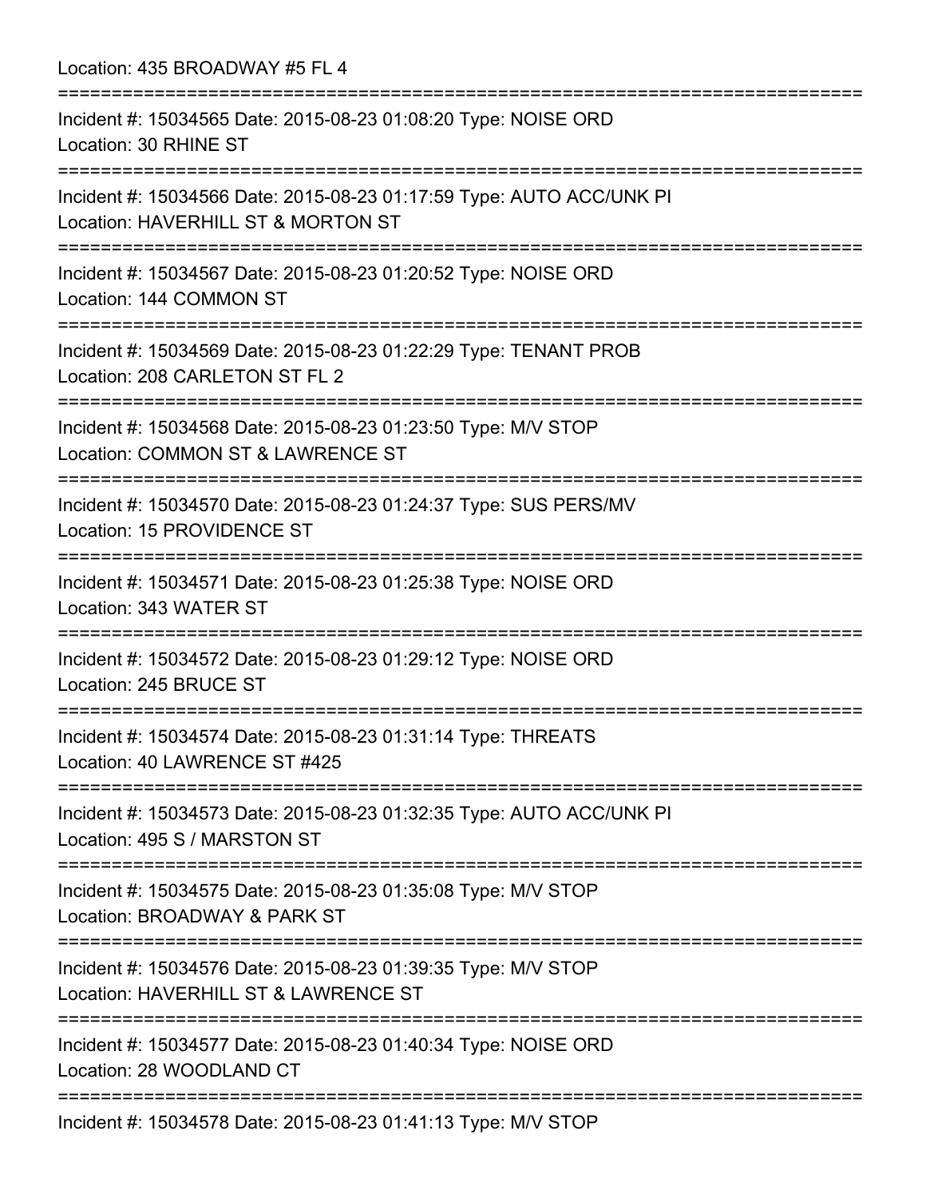Location: 435 BROADWAY #5 FL 4

===========================================================================

Incident #: 15034565 Date: 2015-08-23 01:08:20 Type: NOISE ORD
Location: 30 RHINE ST

===========================================================================

Incident #: 15034566 Date: 2015-08-23 01:17:59 Type: AUTO ACC/UNK PI
Location: HAVERHILL ST & MORTON ST

===========================================================================

Incident #: 15034567 Date: 2015-08-23 01:20:52 Type: NOISE ORD
Location: 144 COMMON ST

===========================================================================

Incident #: 15034569 Date: 2015-08-23 01:22:29 Type: TENANT PROB
Location: 208 CARLETON ST FL 2

===========================================================================

Incident #: 15034568 Date: 2015-08-23 01:23:50 Type: M/V STOP
Location: COMMON ST & LAWRENCE ST

===========================================================================

Incident #: 15034570 Date: 2015-08-23 01:24:37 Type: SUS PERS/MV
Location: 15 PROVIDENCE ST

===========================================================================

Incident #: 15034571 Date: 2015-08-23 01:25:38 Type: NOISE ORD
Location: 343 WATER ST

===========================================================================

Incident #: 15034572 Date: 2015-08-23 01:29:12 Type: NOISE ORD
Location: 245 BRUCE ST

===========================================================================

Incident #: 15034574 Date: 2015-08-23 01:31:14 Type: THREATS
Location: 40 LAWRENCE ST #425

===========================================================================

Incident #: 15034573 Date: 2015-08-23 01:32:35 Type: AUTO ACC/UNK PI
Location: 495 S / MARSTON ST

===========================================================================

Incident #: 15034575 Date: 2015-08-23 01:35:08 Type: M/V STOP
Location: BROADWAY & PARK ST

===========================================================================

Incident #: 15034576 Date: 2015-08-23 01:39:35 Type: M/V STOP
Location: HAVERHILL ST & LAWRENCE ST

===========================================================================

Incident #: 15034577 Date: 2015-08-23 01:40:34 Type: NOISE ORD
Location: 28 WOODLAND CT

===========================================================================

Incident #: 15034578 Date: 2015-08-23 01:41:13 Type: M/V STOP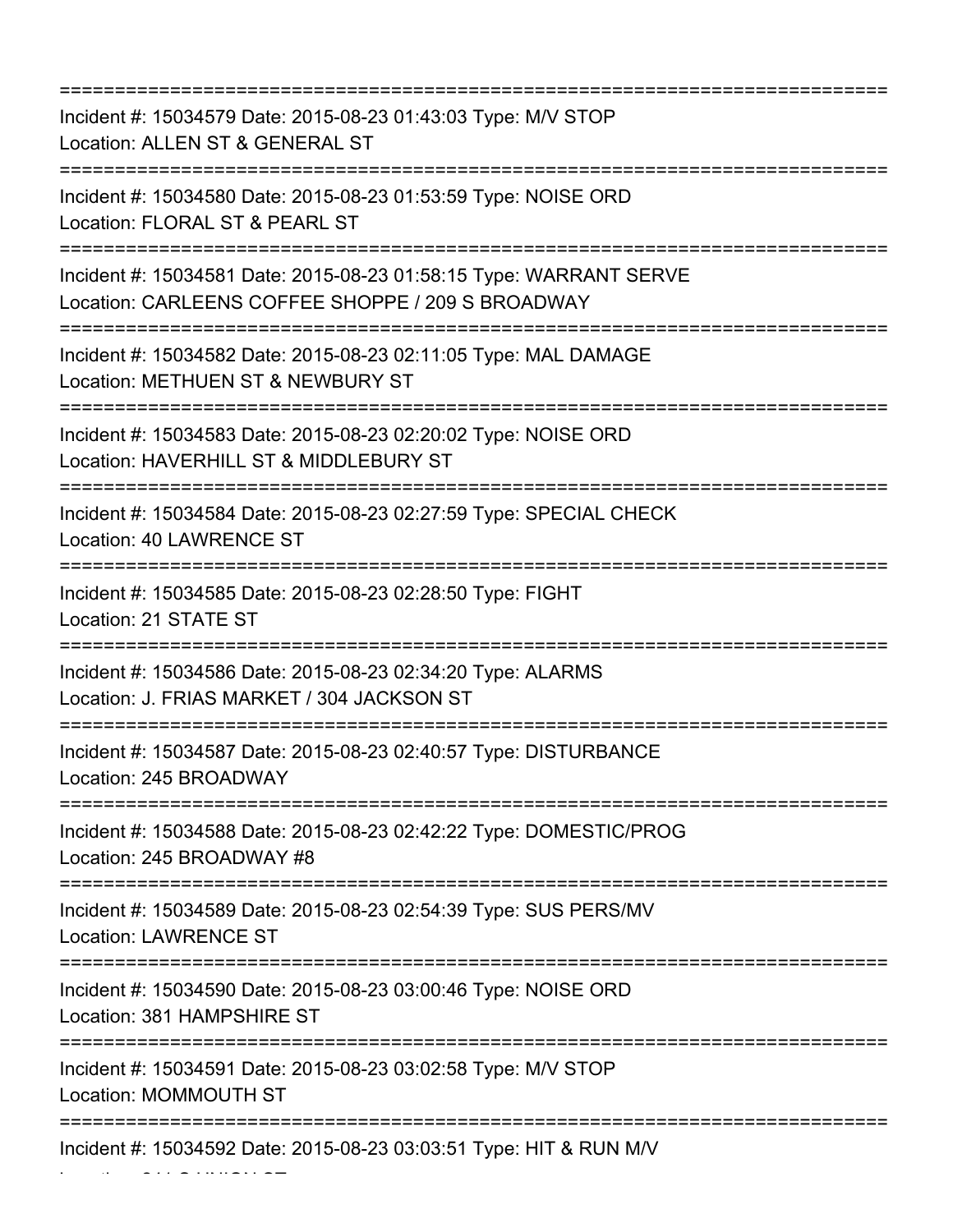===========================================================================
Incident #: 15034579 Date: 2015-08-23 01:43:03 Type: M/V STOP
Location: ALLEN ST & GENERAL ST
===========================================================================
Incident #: 15034580 Date: 2015-08-23 01:53:59 Type: NOISE ORD
Location: FLORAL ST & PEARL ST
===========================================================================
Incident #: 15034581 Date: 2015-08-23 01:58:15 Type: WARRANT SERVE
Location: CARLEENS COFFEE SHOPPE / 209 S BROADWAY
===========================================================================
Incident #: 15034582 Date: 2015-08-23 02:11:05 Type: MAL DAMAGE
Location: METHUEN ST & NEWBURY ST
===========================================================================
Incident #: 15034583 Date: 2015-08-23 02:20:02 Type: NOISE ORD
Location: HAVERHILL ST & MIDDLEBURY ST
===========================================================================
Incident #: 15034584 Date: 2015-08-23 02:27:59 Type: SPECIAL CHECK
Location: 40 LAWRENCE ST
===========================================================================
Incident #: 15034585 Date: 2015-08-23 02:28:50 Type: FIGHT
Location: 21 STATE ST
===========================================================================
Incident #: 15034586 Date: 2015-08-23 02:34:20 Type: ALARMS
Location: J. FRIAS MARKET / 304 JACKSON ST
===========================================================================
Incident #: 15034587 Date: 2015-08-23 02:40:57 Type: DISTURBANCE
Location: 245 BROADWAY
===========================================================================
Incident #: 15034588 Date: 2015-08-23 02:42:22 Type: DOMESTIC/PROG
Location: 245 BROADWAY #8
===========================================================================
Incident #: 15034589 Date: 2015-08-23 02:54:39 Type: SUS PERS/MV
Location: LAWRENCE ST
===========================================================================
Incident #: 15034590 Date: 2015-08-23 03:00:46 Type: NOISE ORD
Location: 381 HAMPSHIRE ST
===========================================================================
Incident #: 15034591 Date: 2015-08-23 03:02:58 Type: M/V STOP
Location: MOMMOUTH ST
===========================================================================
Incident #: 15034592 Date: 2015-08-23 03:03:51 Type: HIT & RUN M/V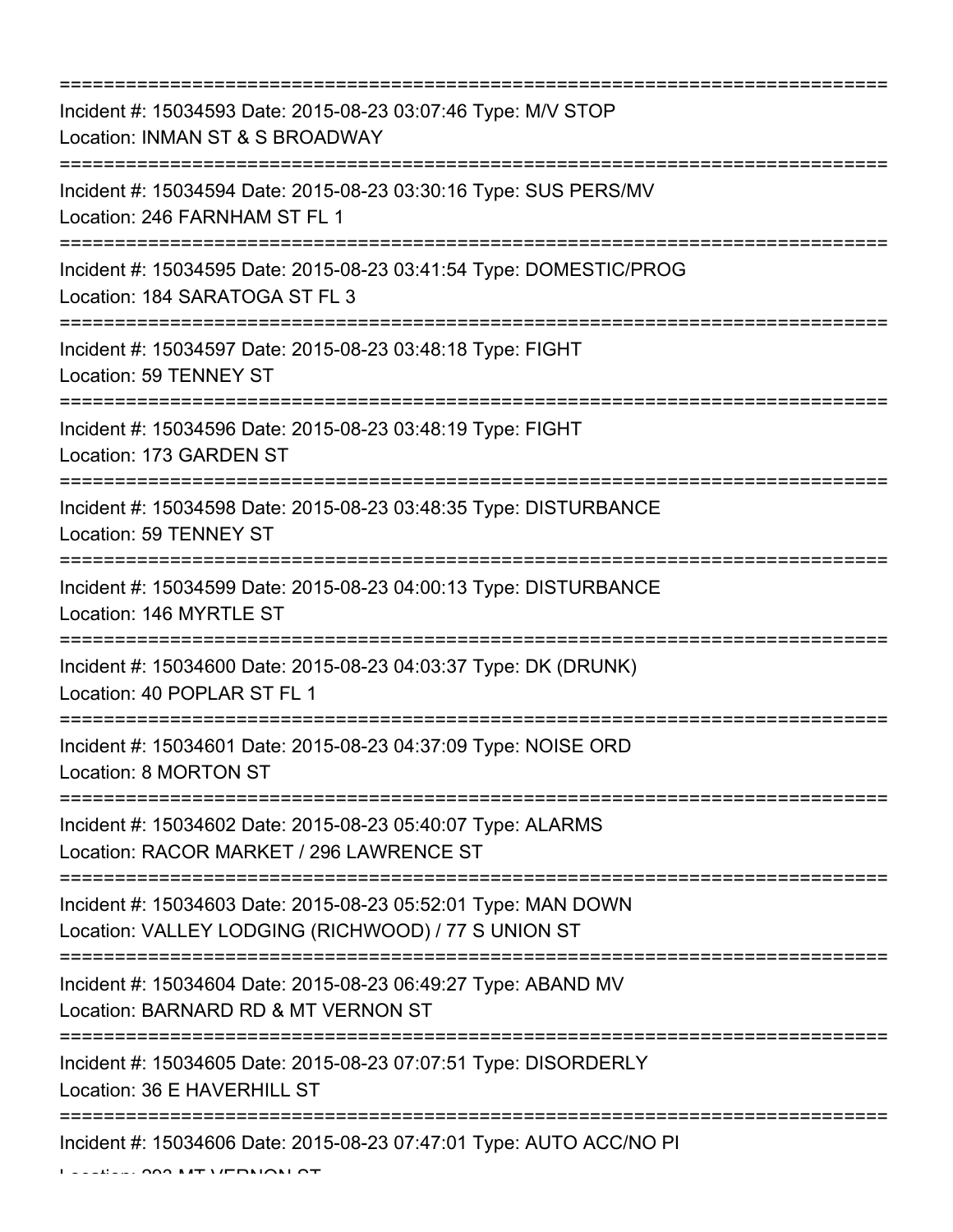===========================================================================

Incident #: 15034593 Date: 2015-08-23 03:07:46 Type: M/V STOP
Location: INMAN ST & S BROADWAY

===========================================================================

Incident #: 15034594 Date: 2015-08-23 03:30:16 Type: SUS PERS/MV
Location: 246 FARNHAM ST FL 1

===========================================================================

Incident #: 15034595 Date: 2015-08-23 03:41:54 Type: DOMESTIC/PROG
Location: 184 SARATOGA ST FL 3

===========================================================================

Incident #: 15034597 Date: 2015-08-23 03:48:18 Type: FIGHT
Location: 59 TENNEY ST

===========================================================================

Incident #: 15034596 Date: 2015-08-23 03:48:19 Type: FIGHT
Location: 173 GARDEN ST

===========================================================================

Incident #: 15034598 Date: 2015-08-23 03:48:35 Type: DISTURBANCE
Location: 59 TENNEY ST

===========================================================================

Incident #: 15034599 Date: 2015-08-23 04:00:13 Type: DISTURBANCE
Location: 146 MYRTLE ST

===========================================================================

Incident #: 15034600 Date: 2015-08-23 04:03:37 Type: DK (DRUNK)
Location: 40 POPLAR ST FL 1

===========================================================================

Incident #: 15034601 Date: 2015-08-23 04:37:09 Type: NOISE ORD
Location: 8 MORTON ST

===========================================================================

Incident #: 15034602 Date: 2015-08-23 05:40:07 Type: ALARMS
Location: RACOR MARKET / 296 LAWRENCE ST

===========================================================================

Incident #: 15034603 Date: 2015-08-23 05:52:01 Type: MAN DOWN
Location: VALLEY LODGING (RICHWOOD) / 77 S UNION ST

===========================================================================

Incident #: 15034604 Date: 2015-08-23 06:49:27 Type: ABAND MV
Location: BARNARD RD & MT VERNON ST

===========================================================================

Incident #: 15034605 Date: 2015-08-23 07:07:51 Type: DISORDERLY
Location: 36 E HAVERHILL ST

===========================================================================

Incident #: 15034606 Date: 2015-08-23 07:47:01 Type: AUTO ACC/NO PI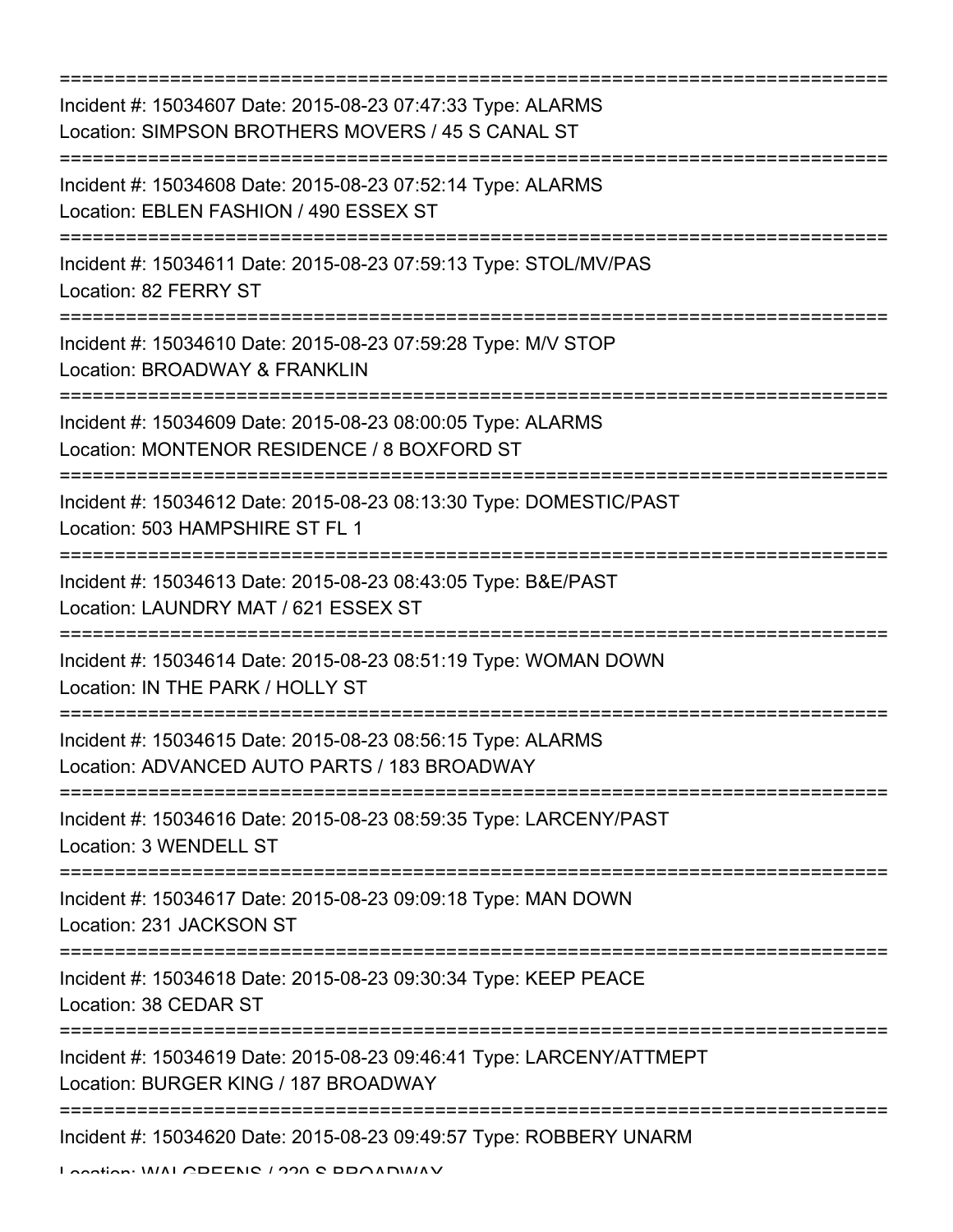===========================================================================

Incident #: 15034607 Date: 2015-08-23 07:47:33 Type: ALARMS
Location: SIMPSON BROTHERS MOVERS / 45 S CANAL ST

===========================================================================

Incident #: 15034608 Date: 2015-08-23 07:52:14 Type: ALARMS
Location: EBLEN FASHION / 490 ESSEX ST

===========================================================================

Incident #: 15034611 Date: 2015-08-23 07:59:13 Type: STOL/MV/PAS
Location: 82 FERRY ST

===========================================================================

Incident #: 15034610 Date: 2015-08-23 07:59:28 Type: M/V STOP
Location: BROADWAY & FRANKLIN

===========================================================================

Incident #: 15034609 Date: 2015-08-23 08:00:05 Type: ALARMS
Location: MONTENOR RESIDENCE / 8 BOXFORD ST

===========================================================================

Incident #: 15034612 Date: 2015-08-23 08:13:30 Type: DOMESTIC/PAST
Location: 503 HAMPSHIRE ST FL 1

===========================================================================

Incident #: 15034613 Date: 2015-08-23 08:43:05 Type: B&E/PAST
Location: LAUNDRY MAT / 621 ESSEX ST

===========================================================================

Incident #: 15034614 Date: 2015-08-23 08:51:19 Type: WOMAN DOWN
Location: IN THE PARK / HOLLY ST

===========================================================================

Incident #: 15034615 Date: 2015-08-23 08:56:15 Type: ALARMS
Location: ADVANCED AUTO PARTS / 183 BROADWAY

===========================================================================

Incident #: 15034616 Date: 2015-08-23 08:59:35 Type: LARCENY/PAST
Location: 3 WENDELL ST

===========================================================================

Incident #: 15034617 Date: 2015-08-23 09:09:18 Type: MAN DOWN
Location: 231 JACKSON ST

===========================================================================

Incident #: 15034618 Date: 2015-08-23 09:30:34 Type: KEEP PEACE
Location: 38 CEDAR ST

===========================================================================

Incident #: 15034619 Date: 2015-08-23 09:46:41 Type: LARCENY/ATTMEPT
Location: BURGER KING / 187 BROADWAY

===========================================================================

Incident #: 15034620 Date: 2015-08-23 09:49:57 Type: ROBBERY UNARM
Location: WALGREENS / 220 S BROADWAY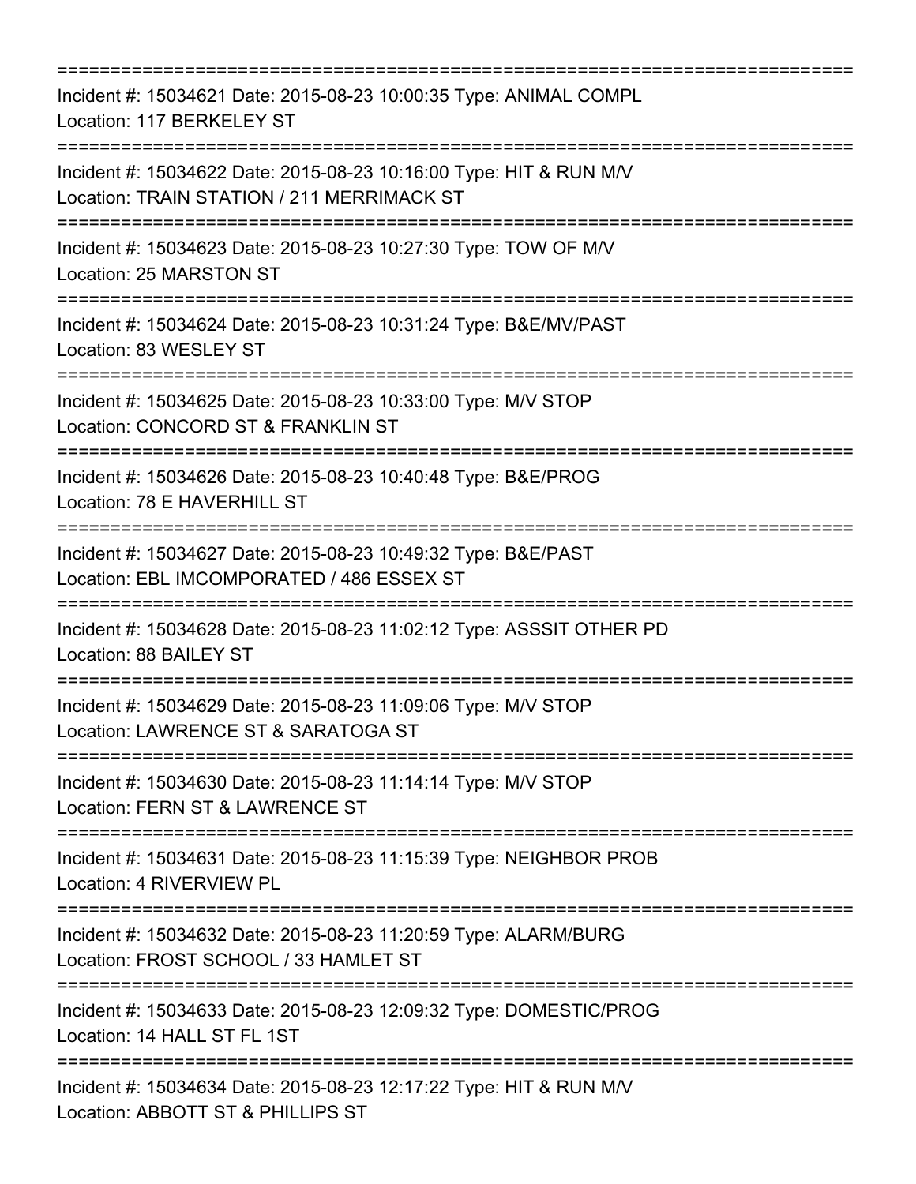===========================================================================

Incident #: 15034621 Date: 2015-08-23 10:00:35 Type: ANIMAL COMPL
Location: 117 BERKELEY ST

===========================================================================

Incident #: 15034622 Date: 2015-08-23 10:16:00 Type: HIT & RUN M/V
Location: TRAIN STATION / 211 MERRIMACK ST

===========================================================================

Incident #: 15034623 Date: 2015-08-23 10:27:30 Type: TOW OF M/V
Location: 25 MARSTON ST

===========================================================================

Incident #: 15034624 Date: 2015-08-23 10:31:24 Type: B&E/MV/PAST
Location: 83 WESLEY ST

===========================================================================

Incident #: 15034625 Date: 2015-08-23 10:33:00 Type: M/V STOP
Location: CONCORD ST & FRANKLIN ST

===========================================================================

Incident #: 15034626 Date: 2015-08-23 10:40:48 Type: B&E/PROG
Location: 78 E HAVERHILL ST

===========================================================================

Incident #: 15034627 Date: 2015-08-23 10:49:32 Type: B&E/PAST
Location: EBL IMCOMPORATED / 486 ESSEX ST

===========================================================================

Incident #: 15034628 Date: 2015-08-23 11:02:12 Type: ASSSIT OTHER PD
Location: 88 BAILEY ST

===========================================================================

Incident #: 15034629 Date: 2015-08-23 11:09:06 Type: M/V STOP
Location: LAWRENCE ST & SARATOGA ST

===========================================================================

Incident #: 15034630 Date: 2015-08-23 11:14:14 Type: M/V STOP
Location: FERN ST & LAWRENCE ST

===========================================================================

Incident #: 15034631 Date: 2015-08-23 11:15:39 Type: NEIGHBOR PROB
Location: 4 RIVERVIEW PL

===========================================================================

Incident #: 15034632 Date: 2015-08-23 11:20:59 Type: ALARM/BURG
Location: FROST SCHOOL / 33 HAMLET ST

===========================================================================

Incident #: 15034633 Date: 2015-08-23 12:09:32 Type: DOMESTIC/PROG
Location: 14 HALL ST FL 1ST

===========================================================================

Incident #: 15034634 Date: 2015-08-23 12:17:22 Type: HIT & RUN M/V
Location: ABBOTT ST & PHILLIPS ST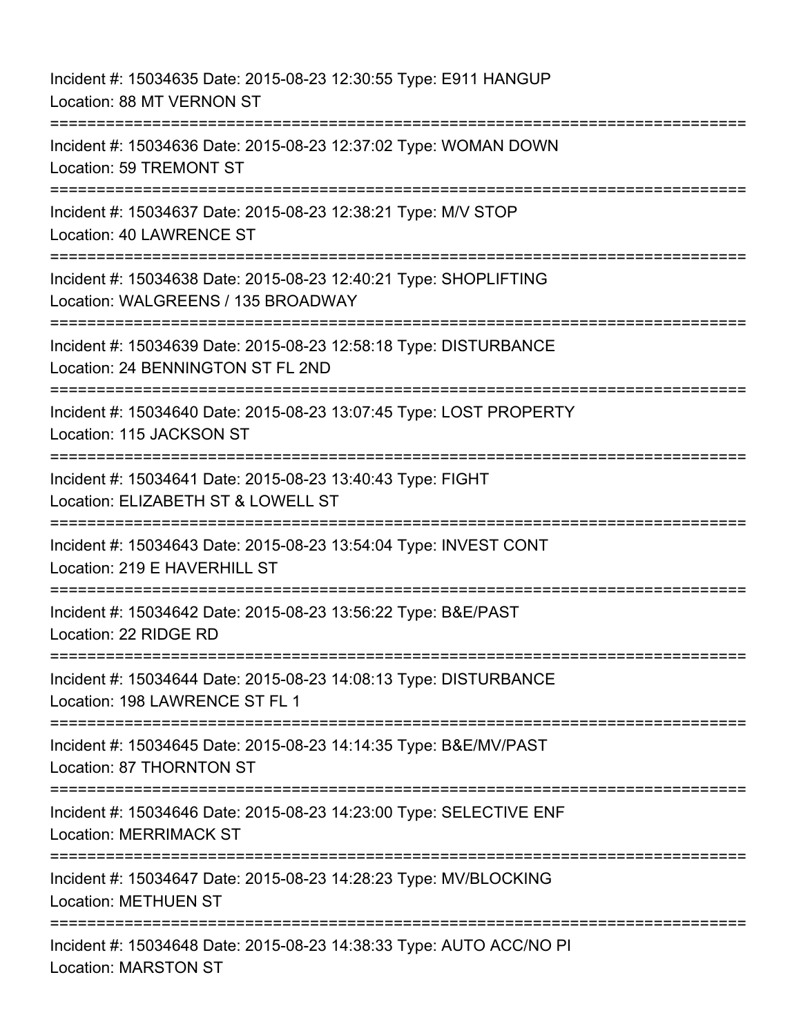Incident #: 15034635 Date: 2015-08-23 12:30:55 Type: E911 HANGUP
Location: 88 MT VERNON ST

===========================================================================

Incident #: 15034636 Date: 2015-08-23 12:37:02 Type: WOMAN DOWN
Location: 59 TREMONT ST

===========================================================================

Incident #: 15034637 Date: 2015-08-23 12:38:21 Type: M/V STOP
Location: 40 LAWRENCE ST

===========================================================================

Incident #: 15034638 Date: 2015-08-23 12:40:21 Type: SHOPLIFTING
Location: WALGREENS / 135 BROADWAY

===========================================================================

Incident #: 15034639 Date: 2015-08-23 12:58:18 Type: DISTURBANCE
Location: 24 BENNINGTON ST FL 2ND

===========================================================================

Incident #: 15034640 Date: 2015-08-23 13:07:45 Type: LOST PROPERTY
Location: 115 JACKSON ST

===========================================================================

Incident #: 15034641 Date: 2015-08-23 13:40:43 Type: FIGHT
Location: ELIZABETH ST & LOWELL ST

===========================================================================

Incident #: 15034643 Date: 2015-08-23 13:54:04 Type: INVEST CONT
Location: 219 E HAVERHILL ST

===========================================================================

Incident #: 15034642 Date: 2015-08-23 13:56:22 Type: B&E/PAST
Location: 22 RIDGE RD

===========================================================================

Incident #: 15034644 Date: 2015-08-23 14:08:13 Type: DISTURBANCE
Location: 198 LAWRENCE ST FL 1

===========================================================================

Incident #: 15034645 Date: 2015-08-23 14:14:35 Type: B&E/MV/PAST
Location: 87 THORNTON ST

===========================================================================

Incident #: 15034646 Date: 2015-08-23 14:23:00 Type: SELECTIVE ENF
Location: MERRIMACK ST

===========================================================================

Incident #: 15034647 Date: 2015-08-23 14:28:23 Type: MV/BLOCKING
Location: METHUEN ST

===========================================================================

Incident #: 15034648 Date: 2015-08-23 14:38:33 Type: AUTO ACC/NO PI
Location: MARSTON ST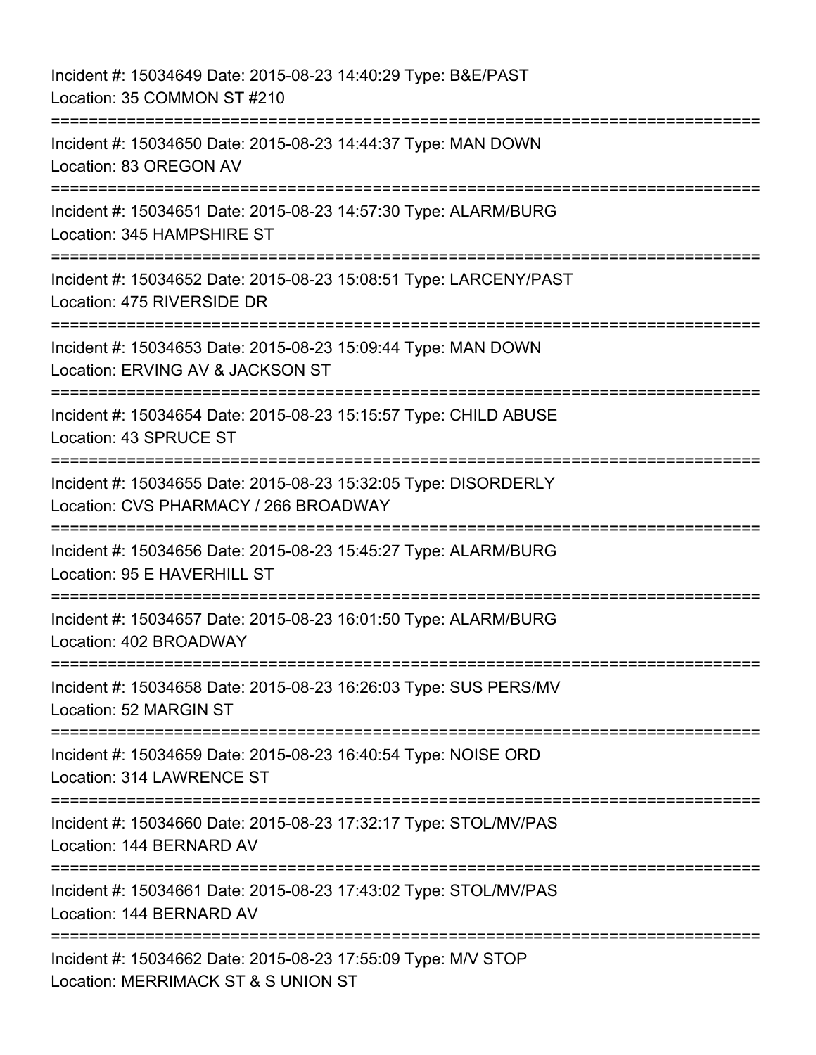Incident #: 15034649 Date: 2015-08-23 14:40:29 Type: B&E/PAST
Location: 35 COMMON ST #210

===========================================================================

Incident #: 15034650 Date: 2015-08-23 14:44:37 Type: MAN DOWN
Location: 83 OREGON AV

===========================================================================

Incident #: 15034651 Date: 2015-08-23 14:57:30 Type: ALARM/BURG
Location: 345 HAMPSHIRE ST

===========================================================================

Incident #: 15034652 Date: 2015-08-23 15:08:51 Type: LARCENY/PAST
Location: 475 RIVERSIDE DR

===========================================================================

Incident #: 15034653 Date: 2015-08-23 15:09:44 Type: MAN DOWN
Location: ERVING AV & JACKSON ST

===========================================================================

Incident #: 15034654 Date: 2015-08-23 15:15:57 Type: CHILD ABUSE
Location: 43 SPRUCE ST

===========================================================================

Incident #: 15034655 Date: 2015-08-23 15:32:05 Type: DISORDERLY
Location: CVS PHARMACY / 266 BROADWAY

===========================================================================

Incident #: 15034656 Date: 2015-08-23 15:45:27 Type: ALARM/BURG
Location: 95 E HAVERHILL ST

===========================================================================

Incident #: 15034657 Date: 2015-08-23 16:01:50 Type: ALARM/BURG
Location: 402 BROADWAY

===========================================================================

Incident #: 15034658 Date: 2015-08-23 16:26:03 Type: SUS PERS/MV
Location: 52 MARGIN ST

===========================================================================

Incident #: 15034659 Date: 2015-08-23 16:40:54 Type: NOISE ORD
Location: 314 LAWRENCE ST

===========================================================================

Incident #: 15034660 Date: 2015-08-23 17:32:17 Type: STOL/MV/PAS
Location: 144 BERNARD AV

===========================================================================

Incident #: 15034661 Date: 2015-08-23 17:43:02 Type: STOL/MV/PAS
Location: 144 BERNARD AV

===========================================================================

Incident #: 15034662 Date: 2015-08-23 17:55:09 Type: M/V STOP
Location: MERRIMACK ST & S UNION ST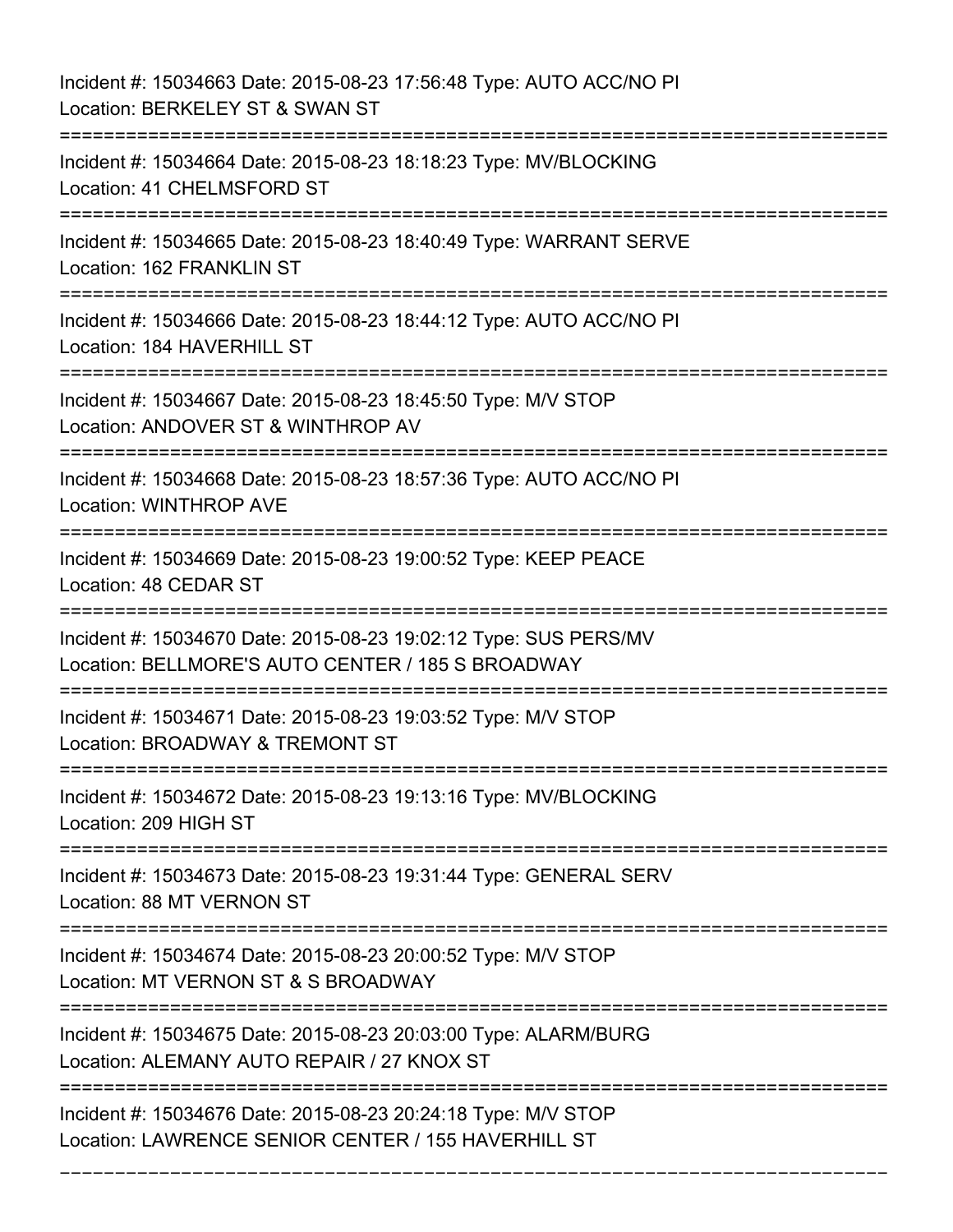Incident #: 15034663 Date: 2015-08-23 17:56:48 Type: AUTO ACC/NO PI
Location: BERKELEY ST & SWAN ST

===========================================================================

Incident #: 15034664 Date: 2015-08-23 18:18:23 Type: MV/BLOCKING
Location: 41 CHELMSFORD ST

===========================================================================

Incident #: 15034665 Date: 2015-08-23 18:40:49 Type: WARRANT SERVE
Location: 162 FRANKLIN ST

===========================================================================

Incident #: 15034666 Date: 2015-08-23 18:44:12 Type: AUTO ACC/NO PI
Location: 184 HAVERHILL ST

===========================================================================

Incident #: 15034667 Date: 2015-08-23 18:45:50 Type: M/V STOP
Location: ANDOVER ST & WINTHROP AV

===========================================================================

Incident #: 15034668 Date: 2015-08-23 18:57:36 Type: AUTO ACC/NO PI
Location: WINTHROP AVE

===========================================================================

Incident #: 15034669 Date: 2015-08-23 19:00:52 Type: KEEP PEACE
Location: 48 CEDAR ST

===========================================================================

Incident #: 15034670 Date: 2015-08-23 19:02:12 Type: SUS PERS/MV
Location: BELLMORE'S AUTO CENTER / 185 S BROADWAY

===========================================================================

Incident #: 15034671 Date: 2015-08-23 19:03:52 Type: M/V STOP
Location: BROADWAY & TREMONT ST

===========================================================================

Incident #: 15034672 Date: 2015-08-23 19:13:16 Type: MV/BLOCKING
Location: 209 HIGH ST

===========================================================================

Incident #: 15034673 Date: 2015-08-23 19:31:44 Type: GENERAL SERV
Location: 88 MT VERNON ST

===========================================================================

Incident #: 15034674 Date: 2015-08-23 20:00:52 Type: M/V STOP
Location: MT VERNON ST & S BROADWAY

===========================================================================

Incident #: 15034675 Date: 2015-08-23 20:03:00 Type: ALARM/BURG
Location: ALEMANY AUTO REPAIR / 27 KNOX ST

===========================================================================

Incident #: 15034676 Date: 2015-08-23 20:24:18 Type: M/V STOP
Location: LAWRENCE SENIOR CENTER / 155 HAVERHILL ST

===========================================================================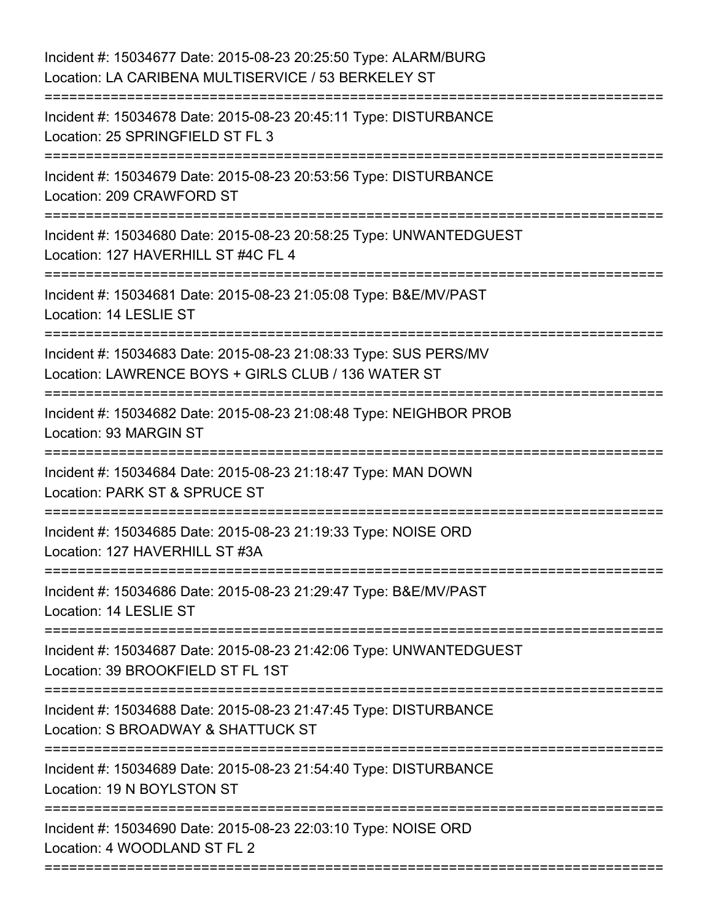Incident #: 15034677 Date: 2015-08-23 20:25:50 Type: ALARM/BURG
Location: LA CARIBENA MULTISERVICE / 53 BERKELEY ST

===========================================================================

Incident #: 15034678 Date: 2015-08-23 20:45:11 Type: DISTURBANCE
Location: 25 SPRINGFIELD ST FL 3

===========================================================================

Incident #: 15034679 Date: 2015-08-23 20:53:56 Type: DISTURBANCE
Location: 209 CRAWFORD ST

===========================================================================

Incident #: 15034680 Date: 2015-08-23 20:58:25 Type: UNWANTEDGUEST
Location: 127 HAVERHILL ST #4C FL 4

===========================================================================

Incident #: 15034681 Date: 2015-08-23 21:05:08 Type: B&E/MV/PAST
Location: 14 LESLIE ST

===========================================================================

Incident #: 15034683 Date: 2015-08-23 21:08:33 Type: SUS PERS/MV
Location: LAWRENCE BOYS + GIRLS CLUB / 136 WATER ST

===========================================================================

Incident #: 15034682 Date: 2015-08-23 21:08:48 Type: NEIGHBOR PROB
Location: 93 MARGIN ST

===========================================================================

Incident #: 15034684 Date: 2015-08-23 21:18:47 Type: MAN DOWN
Location: PARK ST & SPRUCE ST

===========================================================================

Incident #: 15034685 Date: 2015-08-23 21:19:33 Type: NOISE ORD
Location: 127 HAVERHILL ST #3A

===========================================================================

Incident #: 15034686 Date: 2015-08-23 21:29:47 Type: B&E/MV/PAST
Location: 14 LESLIE ST

===========================================================================

Incident #: 15034687 Date: 2015-08-23 21:42:06 Type: UNWANTEDGUEST
Location: 39 BROOKFIELD ST FL 1ST

===========================================================================

Incident #: 15034688 Date: 2015-08-23 21:47:45 Type: DISTURBANCE
Location: S BROADWAY & SHATTUCK ST

===========================================================================

Incident #: 15034689 Date: 2015-08-23 21:54:40 Type: DISTURBANCE
Location: 19 N BOYLSTON ST

===========================================================================

Incident #: 15034690 Date: 2015-08-23 22:03:10 Type: NOISE ORD
Location: 4 WOODLAND ST FL 2

===========================================================================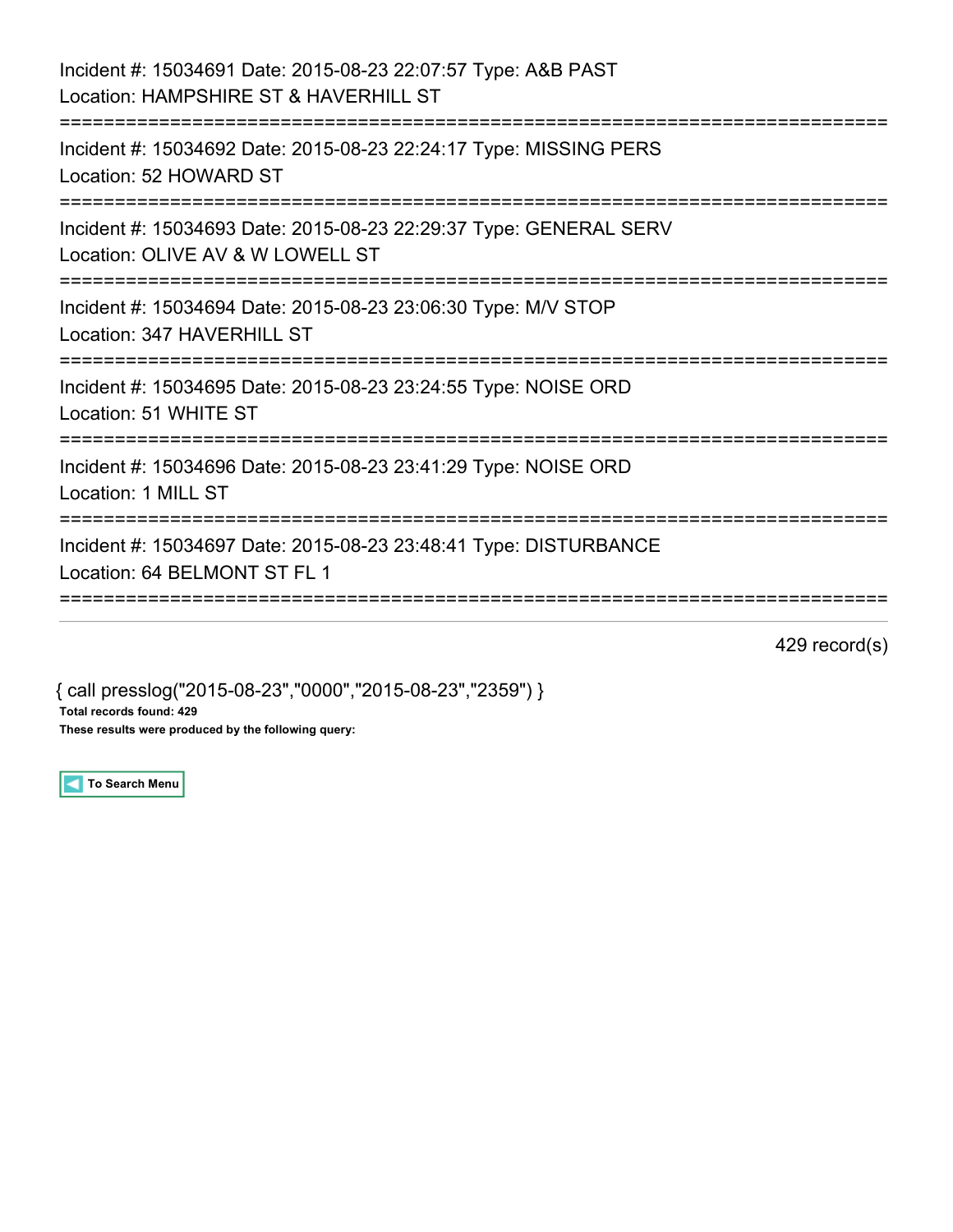Incident #: 15034691 Date: 2015-08-23 22:07:57 Type: A&B PAST
Location: HAMPSHIRE ST & HAVERHILL ST

===========================================================================

Incident #: 15034692 Date: 2015-08-23 22:24:17 Type: MISSING PERS
Location: 52 HOWARD ST

===========================================================================

Incident #: 15034693 Date: 2015-08-23 22:29:37 Type: GENERAL SERV
Location: OLIVE AV & W LOWELL ST

===========================================================================

Incident #: 15034694 Date: 2015-08-23 23:06:30 Type: M/V STOP
Location: 347 HAVERHILL ST

===========================================================================

Incident #: 15034695 Date: 2015-08-23 23:24:55 Type: NOISE ORD
Location: 51 WHITE ST

===========================================================================

Incident #: 15034696 Date: 2015-08-23 23:41:29 Type: NOISE ORD
Location: 1 MILL ST

===========================================================================

Incident #: 15034697 Date: 2015-08-23 23:48:41 Type: DISTURBANCE
Location: 64 BELMONT ST FL 1

===========================================================================

429 record(s)

{ call presslog("2015-08-23","0000","2015-08-23","2359") }

**Total records found: 429**

**These results were produced by the following query:**

To Search Menu